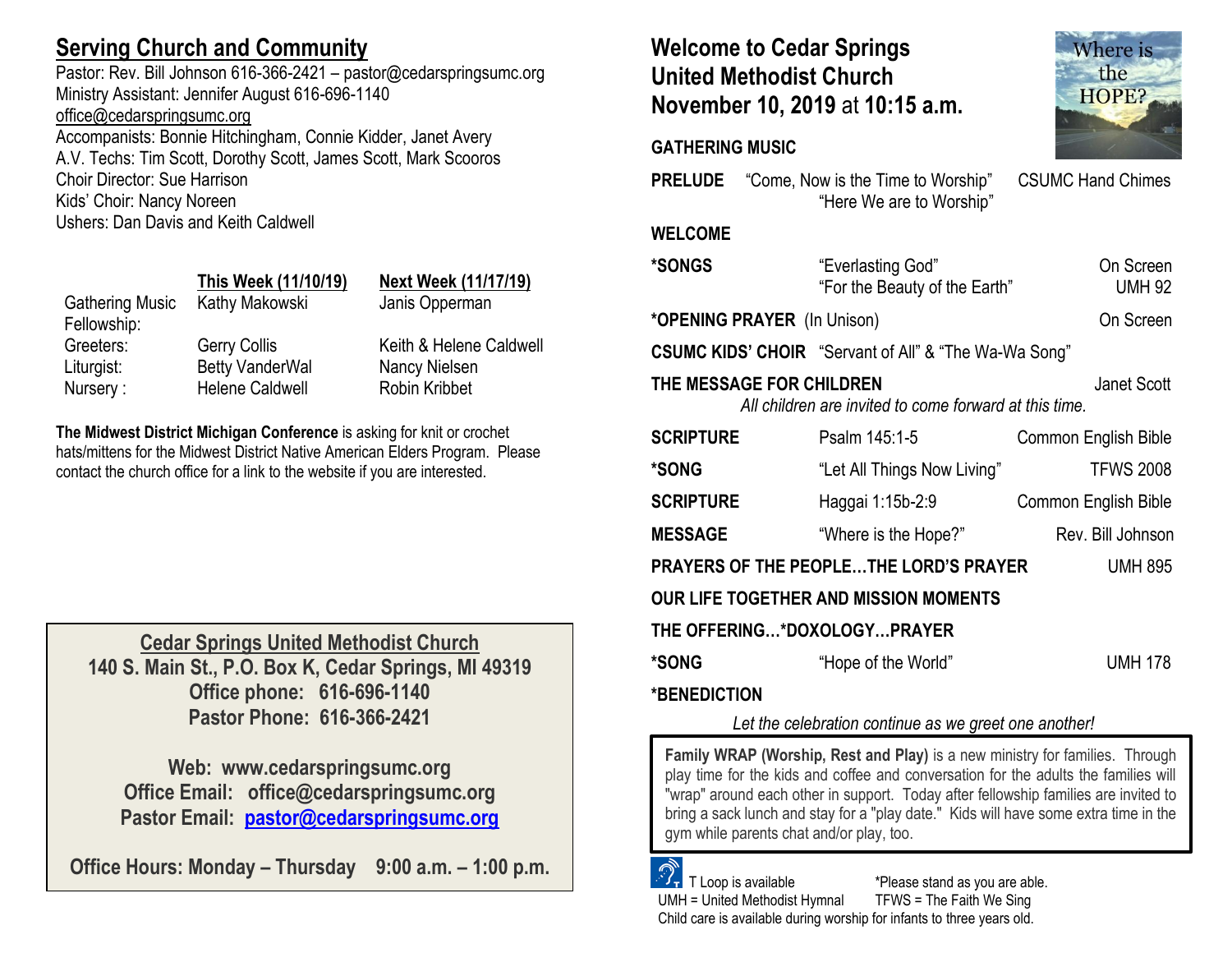## Serving Church and Community

Pastor: Rev. Bill Johnson 616-366-2421 – pastor@cedarspringsumc.org
Ministry Assistant: Jennifer August 616-696-1140
office@cedarspringsumc.org
Accompanists: Bonnie Hitchingham, Connie Kidder, Janet Avery
A.V. Techs: Tim Scott, Dorothy Scott, James Scott, Mark Scooros
Choir Director: Sue Harrison
Kids' Choir: Nancy Noreen
Ushers: Dan Davis and Keith Caldwell

| | This Week (11/10/19) | Next Week (11/17/19) |
|---|---|---|
| Gathering Music Fellowship: | Kathy Makowski | Janis Opperman |
| Greeters: | Gerry Collis | Keith & Helene Caldwell |
| Liturgist: | Betty VanderWal | Nancy Nielsen |
| Nursery : | Helene Caldwell | Robin Kribbet |

**The Midwest District Michigan Conference** is asking for knit or crochet hats/mittens for the Midwest District Native American Elders Program. Please contact the church office for a link to the website if you are interested.

**Cedar Springs United Methodist Church**
**140 S. Main St., P.O. Box K, Cedar Springs, MI 49319**
**Office phone: 616-696-1140**
**Pastor Phone: 616-366-2421**

**Web: www.cedarspringsumc.org**
**Office Email: office@cedarspringsumc.org**
**Pastor Email: pastor@cedarspringsumc.org**

**Office Hours: Monday – Thursday 9:00 a.m. – 1:00 p.m.**

## Welcome to Cedar Springs United Methodist Church November 10, 2019 at 10:15 a.m.

Where is the HOPE?

**GATHERING MUSIC**

**PRELUDE** "Come, Now is the Time to Worship" "Here We are to Worship" — CSUMC Hand Chimes

**WELCOME**

**\*SONGS** "Everlasting God" — On Screen
"For the Beauty of the Earth" — UMH 92

**\*OPENING PRAYER** (In Unison) — On Screen

**CSUMC KIDS' CHOIR** "Servant of All" & "The Wa-Wa Song"

**THE MESSAGE FOR CHILDREN** — Janet Scott
*All children are invited to come forward at this time.*

**SCRIPTURE** Psalm 145:1-5 — Common English Bible

**\*SONG** "Let All Things Now Living" — TFWS 2008

**SCRIPTURE** Haggai 1:15b-2:9 — Common English Bible

**MESSAGE** "Where is the Hope?" — Rev. Bill Johnson

**PRAYERS OF THE PEOPLE…THE LORD'S PRAYER** — UMH 895

**OUR LIFE TOGETHER AND MISSION MOMENTS**

**THE OFFERING…\*DOXOLOGY…PRAYER**

**\*SONG** "Hope of the World" — UMH 178

**\*BENEDICTION**

*Let the celebration continue as we greet one another!*

**Family WRAP (Worship, Rest and Play)** is a new ministry for families. Through play time for the kids and coffee and conversation for the adults the families will "wrap" around each other in support. Today after fellowship families are invited to bring a sack lunch and stay for a "play date." Kids will have some extra time in the gym while parents chat and/or play, too.

T Loop is available — \*Please stand as you are able.
UMH = United Methodist Hymnal — TFWS = The Faith We Sing
Child care is available during worship for infants to three years old.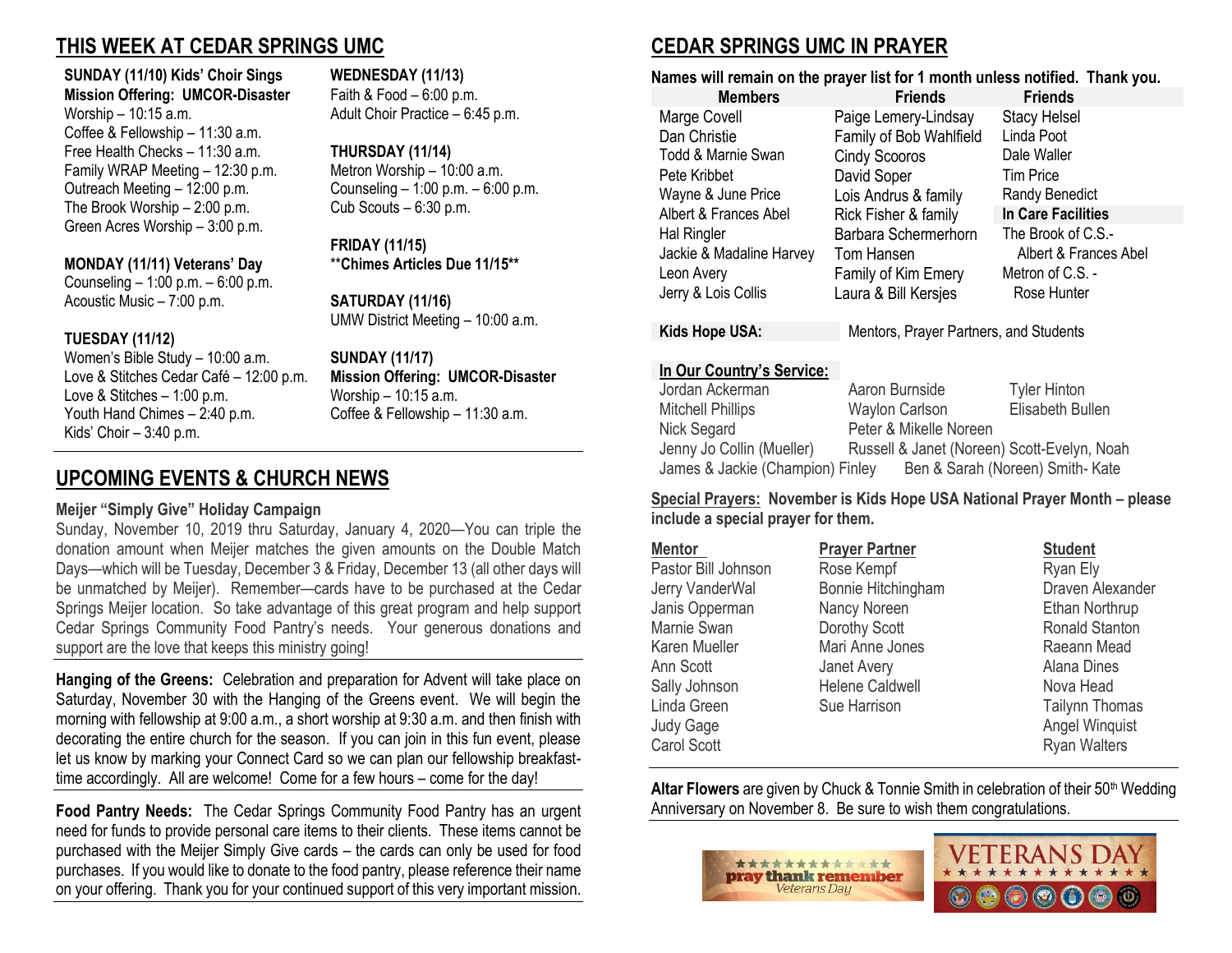## THIS WEEK AT CEDAR SPRINGS UMC

**SUNDAY (11/10) Kids' Choir Sings**
**Mission Offering: UMCOR-Disaster**
Worship – 10:15 a.m.
Coffee & Fellowship – 11:30 a.m.
Free Health Checks – 11:30 a.m.
Family WRAP Meeting – 12:30 p.m.
Outreach Meeting – 12:00 p.m.
The Brook Worship – 2:00 p.m.
Green Acres Worship – 3:00 p.m.

**MONDAY (11/11) Veterans' Day**
Counseling – 1:00 p.m. – 6:00 p.m.
Acoustic Music – 7:00 p.m.

**TUESDAY (11/12)**
Women's Bible Study – 10:00 a.m.
Love & Stitches Cedar Café – 12:00 p.m.
Love & Stitches – 1:00 p.m.
Youth Hand Chimes – 2:40 p.m.
Kids' Choir – 3:40 p.m.

**WEDNESDAY (11/13)**
Faith & Food – 6:00 p.m.
Adult Choir Practice – 6:45 p.m.

**THURSDAY (11/14)**
Metron Worship – 10:00 a.m.
Counseling – 1:00 p.m. – 6:00 p.m.
Cub Scouts – 6:30 p.m.

**FRIDAY (11/15)**
****Chimes Articles Due 11/15****

**SATURDAY (11/16)**
UMW District Meeting – 10:00 a.m.

**SUNDAY (11/17)**
**Mission Offering: UMCOR-Disaster**
Worship – 10:15 a.m.
Coffee & Fellowship – 11:30 a.m.

## UPCOMING EVENTS & CHURCH NEWS

**Meijer "Simply Give" Holiday Campaign**
Sunday, November 10, 2019 thru Saturday, January 4, 2020—You can triple the donation amount when Meijer matches the given amounts on the Double Match Days—which will be Tuesday, December 3 & Friday, December 13 (all other days will be unmatched by Meijer). Remember—cards have to be purchased at the Cedar Springs Meijer location. So take advantage of this great program and help support Cedar Springs Community Food Pantry's needs. Your generous donations and support are the love that keeps this ministry going!

**Hanging of the Greens:** Celebration and preparation for Advent will take place on Saturday, November 30 with the Hanging of the Greens event. We will begin the morning with fellowship at 9:00 a.m., a short worship at 9:30 a.m. and then finish with decorating the entire church for the season. If you can join in this fun event, please let us know by marking your Connect Card so we can plan our fellowship breakfast-time accordingly. All are welcome! Come for a few hours – come for the day!

**Food Pantry Needs:** The Cedar Springs Community Food Pantry has an urgent need for funds to provide personal care items to their clients. These items cannot be purchased with the Meijer Simply Give cards – the cards can only be used for food purchases. If you would like to donate to the food pantry, please reference their name on your offering. Thank you for your continued support of this very important mission.

## CEDAR SPRINGS UMC IN PRAYER

**Names will remain on the prayer list for 1 month unless notified. Thank you.**

| Members | Friends | Friends |
|---|---|---|
| Marge Covell | Paige Lemery-Lindsay | Stacy Helsel |
| Dan Christie | Family of Bob Wahlfield | Linda Poot |
| Todd & Marnie Swan | Cindy Scooros | Dale Waller |
| Pete Kribbet | David Soper | Tim Price |
| Wayne & June Price | Lois Andrus & family | Randy Benedict |
| Albert & Frances Abel | Rick Fisher & family | **In Care Facilities** |
| Hal Ringler | Barbara Schermerhorn | The Brook of C.S.- Albert & Frances Abel |
| Jackie & Madaline Harvey | Tom Hansen | Metron of C.S. - Rose Hunter |
| Leon Avery | Family of Kim Emery | |
| Jerry & Lois Collis | Laura & Bill Kersjes | |

**Kids Hope USA:** Mentors, Prayer Partners, and Students

**In Our Country's Service:**

Jordan Ackerman, Aaron Burnside, Tyler Hinton, Mitchell Phillips, Waylon Carlson, Elisabeth Bullen, Nick Segard, Peter & Mikelle Noreen, Jenny Jo Collin (Mueller), Russell & Janet (Noreen) Scott-Evelyn, Noah, James & Jackie (Champion) Finley, Ben & Sarah (Noreen) Smith- Kate

**Special Prayers: November is Kids Hope USA National Prayer Month – please include a special prayer for them.**

| Mentor | Prayer Partner | Student |
|---|---|---|
| Pastor Bill Johnson | Rose Kempf | Ryan Ely |
| Jerry VanderWal | Bonnie Hitchingham | Draven Alexander |
| Janis Opperman | Nancy Noreen | Ethan Northrup |
| Marnie Swan | Dorothy Scott | Ronald Stanton |
| Karen Mueller | Mari Anne Jones | Raeann Mead |
| Ann Scott | Janet Avery | Alana Dines |
| Sally Johnson | Helene Caldwell | Nova Head |
| Linda Green | Sue Harrison | Tailynn Thomas |
| Judy Gage | | Angel Winquist |
| Carol Scott | | Ryan Walters |

**Altar Flowers** are given by Chuck & Tonnie Smith in celebration of their 50th Wedding Anniversary on November 8. Be sure to wish them congratulations.

pray thank remember
Veterans Day

VETERANS DAY